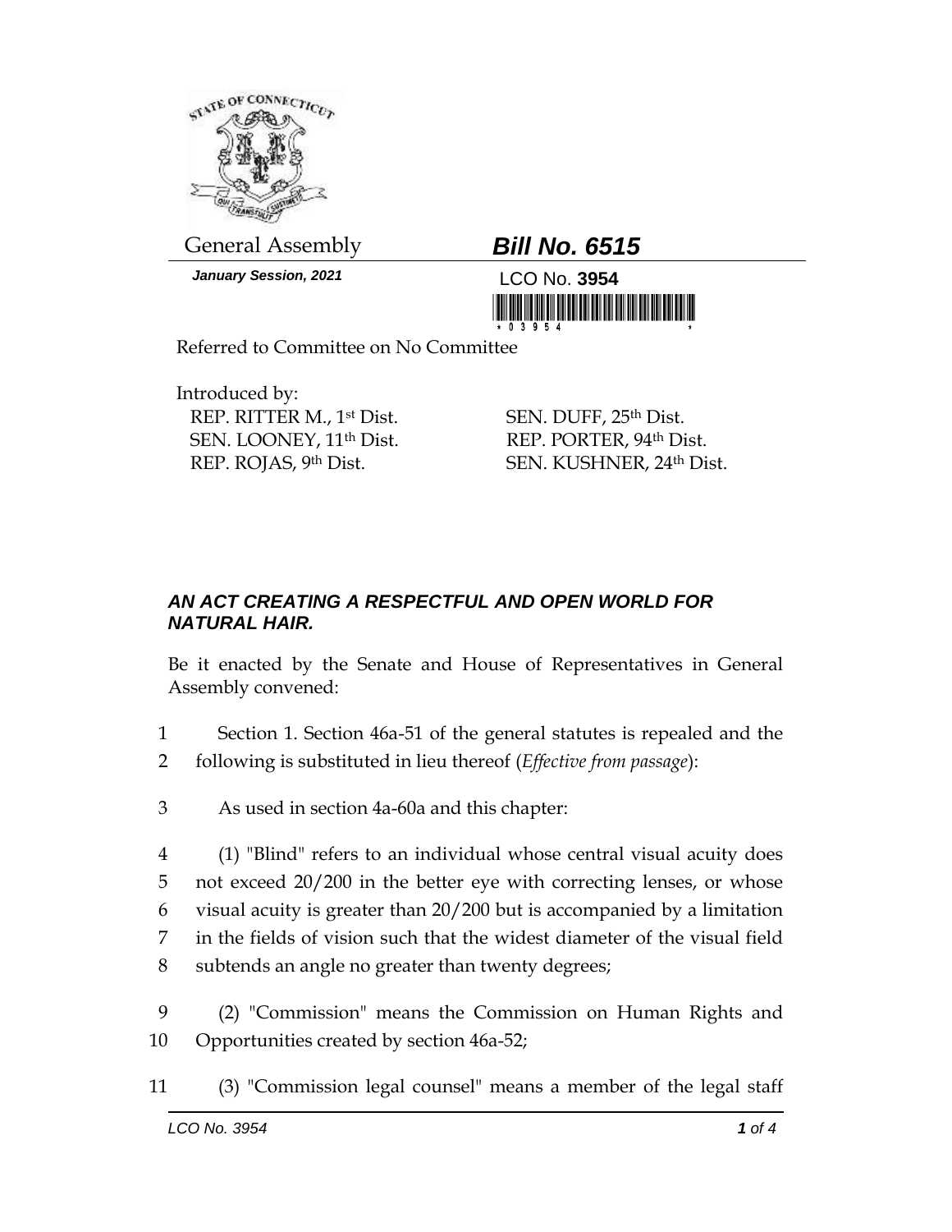General Assembly

# *Bill No. 6515*

***January Session, 2021***

LCO No. **3954**

*03954 *

Referred to Committee on No Committee

Introduced by:

REP. RITTER M., 1st Dist.
SEN. LOONEY, 11th Dist.
REP. ROJAS, 9th Dist.
SEN. DUFF, 25th Dist.
REP. PORTER, 94th Dist.
SEN. KUSHNER, 24th Dist.

### *AN ACT CREATING A RESPECTFUL AND OPEN WORLD FOR NATURAL HAIR.*

Be it enacted by the Senate and House of Representatives in General Assembly convened:

1 Section 1. Section 46a-51 of the general statutes is repealed and the
2 following is substituted in lieu thereof (*Effective from passage*):

3 As used in section 4a-60a and this chapter:

4 (1) "Blind" refers to an individual whose central visual acuity does
5 not exceed 20/200 in the better eye with correcting lenses, or whose
6 visual acuity is greater than 20/200 but is accompanied by a limitation
7 in the fields of vision such that the widest diameter of the visual field
8 subtends an angle no greater than twenty degrees;

9 (2) "Commission" means the Commission on Human Rights and
10 Opportunities created by section 46a-52;

11 (3) "Commission legal counsel" means a member of the legal staff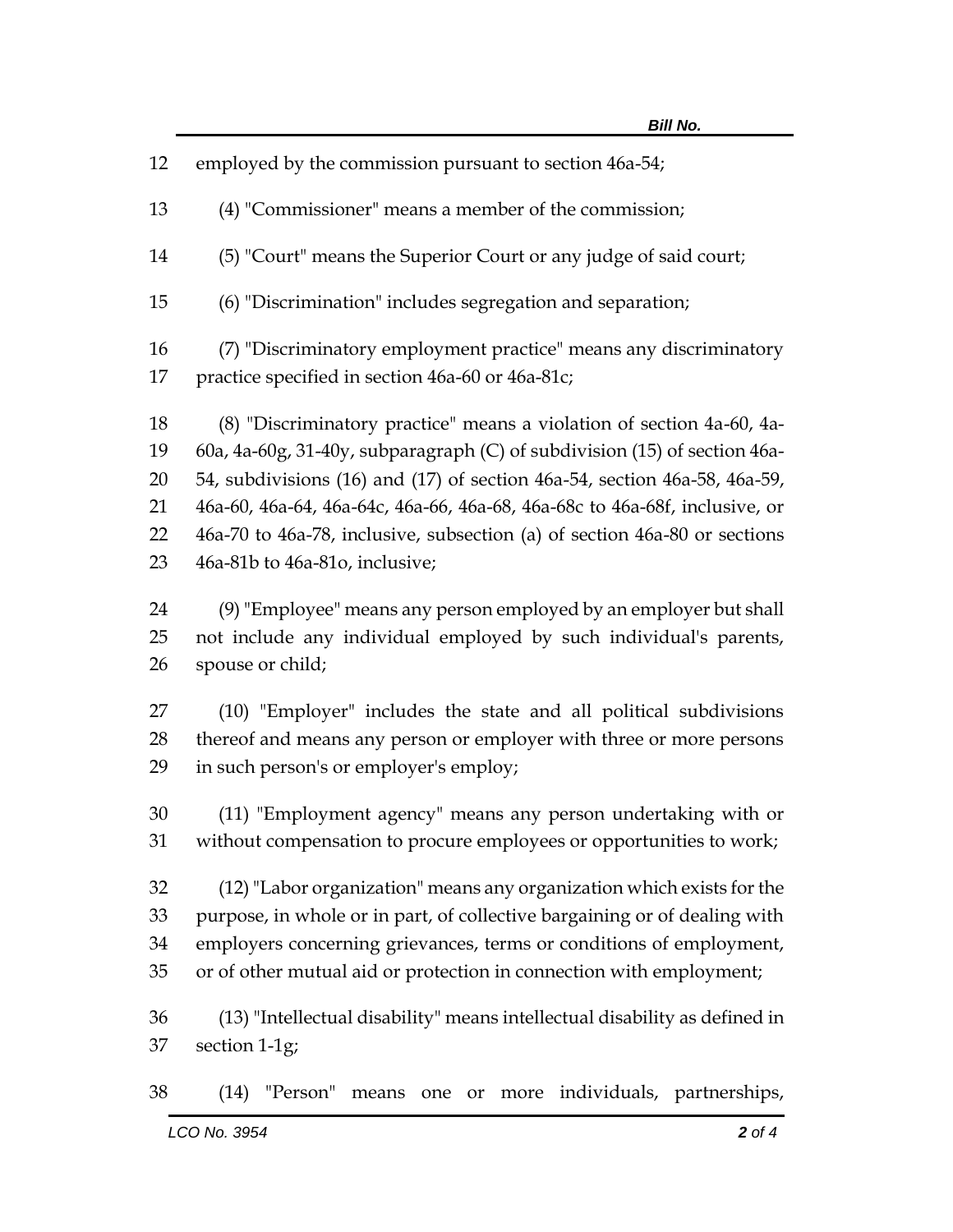employed by the commission pursuant to section 46a-54;

(4) "Commissioner" means a member of the commission;

(5) "Court" means the Superior Court or any judge of said court;

(6) "Discrimination" includes segregation and separation;

(7) "Discriminatory employment practice" means any discriminatory practice specified in section 46a-60 or 46a-81c;

(8) "Discriminatory practice" means a violation of section 4a-60, 4a-60a, 4a-60g, 31-40y, subparagraph (C) of subdivision (15) of section 46a-54, subdivisions (16) and (17) of section 46a-54, section 46a-58, 46a-59, 46a-60, 46a-64, 46a-64c, 46a-66, 46a-68, 46a-68c to 46a-68f, inclusive, or 46a-70 to 46a-78, inclusive, subsection (a) of section 46a-80 or sections 46a-81b to 46a-81o, inclusive;

(9) "Employee" means any person employed by an employer but shall not include any individual employed by such individual's parents, spouse or child;

(10) "Employer" includes the state and all political subdivisions thereof and means any person or employer with three or more persons in such person's or employer's employ;

(11) "Employment agency" means any person undertaking with or without compensation to procure employees or opportunities to work;

(12) "Labor organization" means any organization which exists for the purpose, in whole or in part, of collective bargaining or of dealing with employers concerning grievances, terms or conditions of employment, or of other mutual aid or protection in connection with employment;

(13) "Intellectual disability" means intellectual disability as defined in section 1-1g;

(14) "Person" means one or more individuals, partnerships,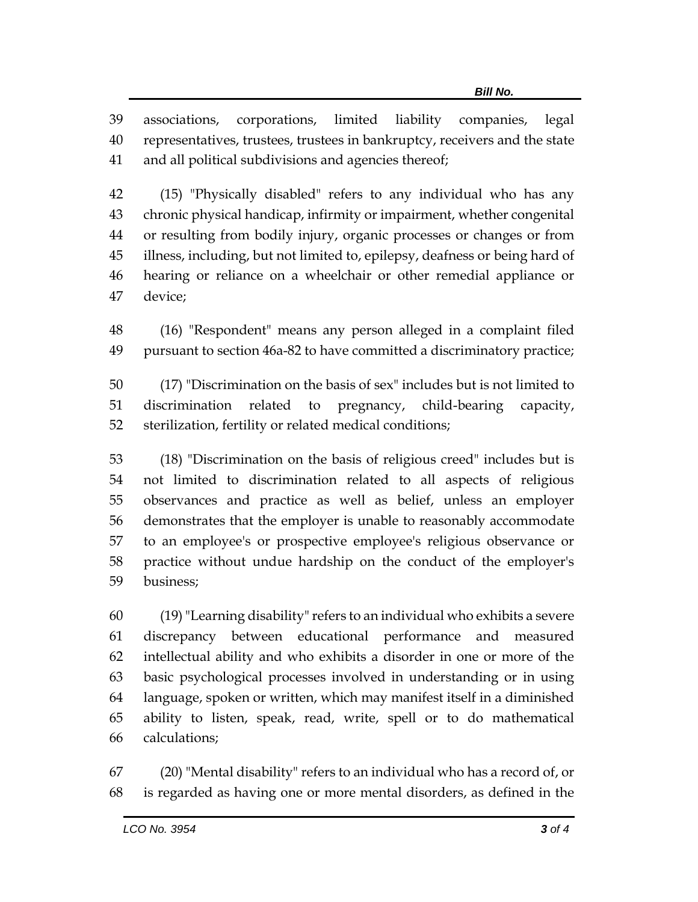associations, corporations, limited liability companies, legal representatives, trustees, trustees in bankruptcy, receivers and the state and all political subdivisions and agencies thereof;

(15) "Physically disabled" refers to any individual who has any chronic physical handicap, infirmity or impairment, whether congenital or resulting from bodily injury, organic processes or changes or from illness, including, but not limited to, epilepsy, deafness or being hard of hearing or reliance on a wheelchair or other remedial appliance or device;

(16) "Respondent" means any person alleged in a complaint filed pursuant to section 46a-82 to have committed a discriminatory practice;

(17) "Discrimination on the basis of sex" includes but is not limited to discrimination related to pregnancy, child-bearing capacity, sterilization, fertility or related medical conditions;

(18) "Discrimination on the basis of religious creed" includes but is not limited to discrimination related to all aspects of religious observances and practice as well as belief, unless an employer demonstrates that the employer is unable to reasonably accommodate to an employee's or prospective employee's religious observance or practice without undue hardship on the conduct of the employer's business;

(19) "Learning disability" refers to an individual who exhibits a severe discrepancy between educational performance and measured intellectual ability and who exhibits a disorder in one or more of the basic psychological processes involved in understanding or in using language, spoken or written, which may manifest itself in a diminished ability to listen, speak, read, write, spell or to do mathematical calculations;

(20) "Mental disability" refers to an individual who has a record of, or is regarded as having one or more mental disorders, as defined in the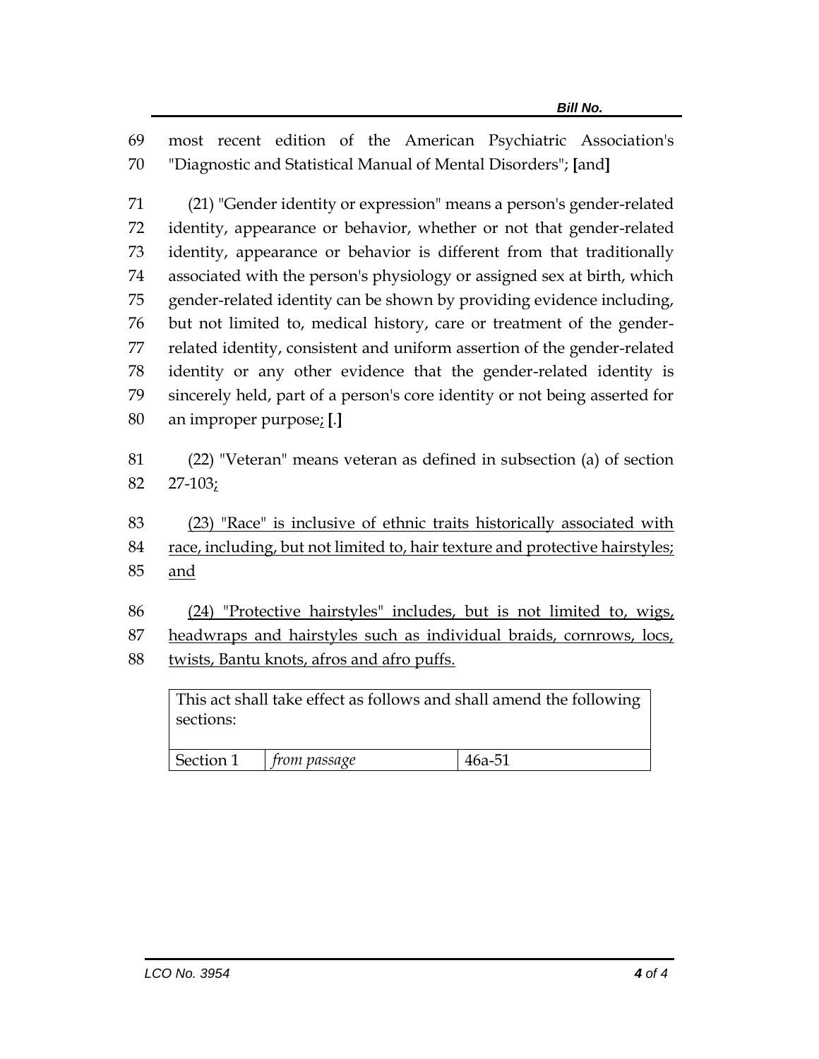69 most recent edition of the American Psychiatric Association's
70 "Diagnostic and Statistical Manual of Mental Disorders"; **[**and**]**

71 (21) "Gender identity or expression" means a person's gender-related
72 identity, appearance or behavior, whether or not that gender-related
73 identity, appearance or behavior is different from that traditionally
74 associated with the person's physiology or assigned sex at birth, which
75 gender-related identity can be shown by providing evidence including,
76 but not limited to, medical history, care or treatment of the gender-
77 related identity, consistent and uniform assertion of the gender-related
78 identity or any other evidence that the gender-related identity is
79 sincerely held, part of a person's core identity or not being asserted for
80 an improper purpose<u>;</u> **[**.**]**

81 (22) "Veteran" means veteran as defined in subsection (a) of section
82 27-103<u>;</u>

83 <u>(23) "Race" is inclusive of ethnic traits historically associated with</u>
84 <u>race, including, but not limited to, hair texture and protective hairstyles;</u>
85 <u>and</u>

86 <u>(24) "Protective hairstyles" includes, but is not limited to, wigs,</u>
87 <u>headwraps and hairstyles such as individual braids, cornrows, locs,</u>
88 <u>twists, Bantu knots, afros and afro puffs.</u>

| This act shall take effect as follows and shall amend the following sections: | | |
|---|---|---|
| Section 1 | *from passage* | 46a-51 |